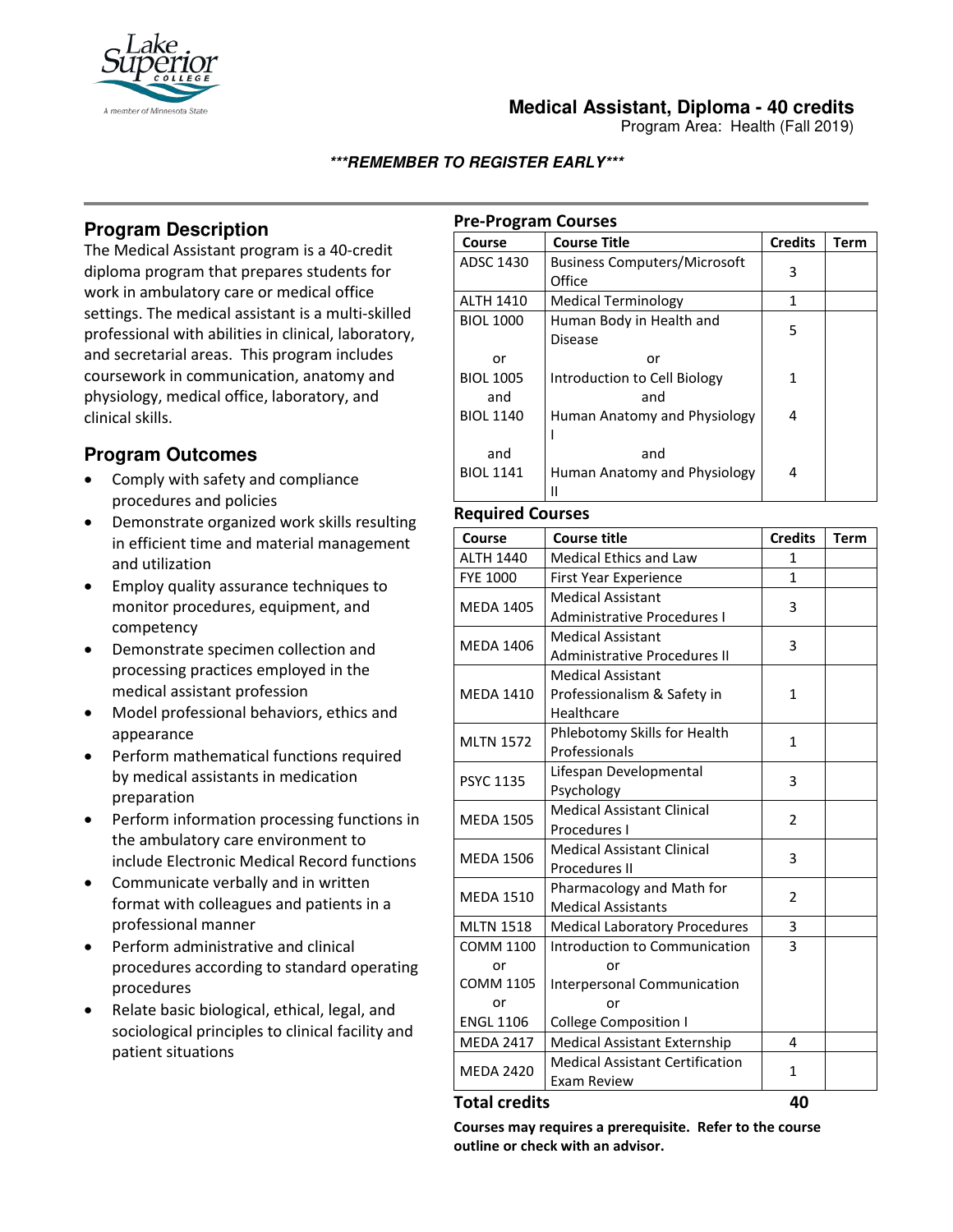# Medical Assistant, Diploma - 40 credits

Program Area: Health (Fall 2019)

***REMEMBER TO REGISTER EARLY***

## Program Description

The Medical Assistant program is a 40-credit diploma program that prepares students for work in ambulatory care or medical office settings. The medical assistant is a multi-skilled professional with abilities in clinical, laboratory, and secretarial areas. This program includes coursework in communication, anatomy and physiology, medical office, laboratory, and clinical skills.

## Program Outcomes

- Comply with safety and compliance procedures and policies
- Demonstrate organized work skills resulting in efficient time and material management and utilization
- Employ quality assurance techniques to monitor procedures, equipment, and competency
- Demonstrate specimen collection and processing practices employed in the medical assistant profession
- Model professional behaviors, ethics and appearance
- Perform mathematical functions required by medical assistants in medication preparation
- Perform information processing functions in the ambulatory care environment to include Electronic Medical Record functions
- Communicate verbally and in written format with colleagues and patients in a professional manner
- Perform administrative and clinical procedures according to standard operating procedures
- Relate basic biological, ethical, legal, and sociological principles to clinical facility and patient situations

### Pre-Program Courses

| Course | Course Title | Credits | Term |
|---|---|---|---|
| ADSC 1430 | Business Computers/Microsoft Office | 3 | |
| ALTH 1410 | Medical Terminology | 1 | |
| BIOL 1000 | Human Body in Health and Disease | 5 | |
| or | or | | |
| BIOL 1005 | Introduction to Cell Biology | 1 | |
| and | and | | |
| BIOL 1140 | Human Anatomy and Physiology I | 4 | |
| and | and | | |
| BIOL 1141 | Human Anatomy and Physiology II | 4 | |

### Required Courses

| Course | Course title | Credits | Term |
|---|---|---|---|
| ALTH 1440 | Medical Ethics and Law | 1 | |
| FYE 1000 | First Year Experience | 1 | |
| MEDA 1405 | Medical Assistant Administrative Procedures I | 3 | |
| MEDA 1406 | Medical Assistant Administrative Procedures II | 3 | |
| MEDA 1410 | Medical Assistant Professionalism & Safety in Healthcare | 1 | |
| MLTN 1572 | Phlebotomy Skills for Health Professionals | 1 | |
| PSYC 1135 | Lifespan Developmental Psychology | 3 | |
| MEDA 1505 | Medical Assistant Clinical Procedures I | 2 | |
| MEDA 1506 | Medical Assistant Clinical Procedures II | 3 | |
| MEDA 1510 | Pharmacology and Math for Medical Assistants | 2 | |
| MLTN 1518 | Medical Laboratory Procedures | 3 | |
| COMM 1100 or COMM 1105 or ENGL 1106 | Introduction to Communication or Interpersonal Communication or College Composition I | 3 | |
| MEDA 2417 | Medical Assistant Externship | 4 | |
| MEDA 2420 | Medical Assistant Certification Exam Review | 1 | |

**Total credits 40**

**Courses may requires a prerequisite. Refer to the course outline or check with an advisor.**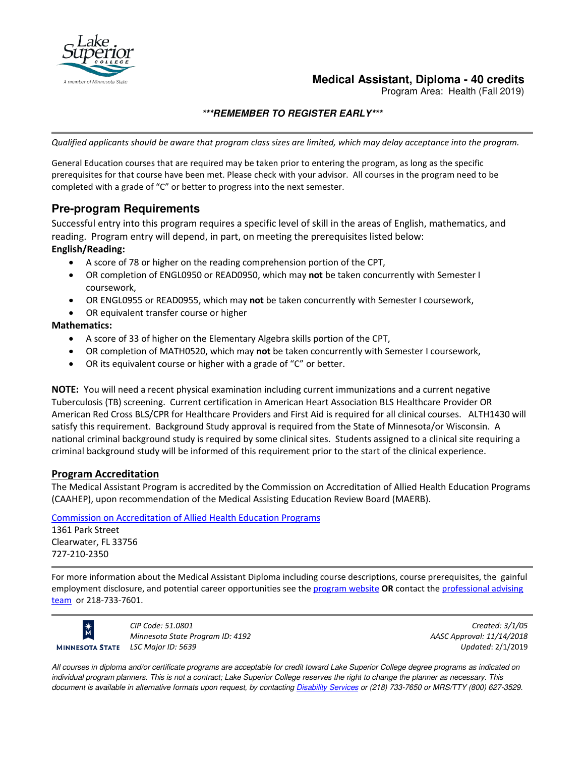# Medical Assistant, Diploma - 40 credits

Program Area: Health (Fall 2019)

***REMEMBER TO REGISTER EARLY***

*Qualified applicants should be aware that program class sizes are limited, which may delay acceptance into the program.*

General Education courses that are required may be taken prior to entering the program, as long as the specific prerequisites for that course have been met. Please check with your advisor. All courses in the program need to be completed with a grade of "C" or better to progress into the next semester.

## Pre-program Requirements

Successful entry into this program requires a specific level of skill in the areas of English, mathematics, and reading. Program entry will depend, in part, on meeting the prerequisites listed below:

**English/Reading:**

- A score of 78 or higher on the reading comprehension portion of the CPT,
- OR completion of ENGL0950 or READ0950, which may **not** be taken concurrently with Semester I coursework,
- OR ENGL0955 or READ0955, which may **not** be taken concurrently with Semester I coursework,
- OR equivalent transfer course or higher

**Mathematics:**

- A score of 33 of higher on the Elementary Algebra skills portion of the CPT,
- OR completion of MATH0520, which may **not** be taken concurrently with Semester I coursework,
- OR its equivalent course or higher with a grade of "C" or better.

**NOTE:** You will need a recent physical examination including current immunizations and a current negative Tuberculosis (TB) screening. Current certification in American Heart Association BLS Healthcare Provider OR American Red Cross BLS/CPR for Healthcare Providers and First Aid is required for all clinical courses. ALTH1430 will satisfy this requirement. Background Study approval is required from the State of Minnesota/or Wisconsin. A national criminal background study is required by some clinical sites. Students assigned to a clinical site requiring a criminal background study will be informed of this requirement prior to the start of the clinical experience.

## Program Accreditation

The Medical Assistant Program is accredited by the Commission on Accreditation of Allied Health Education Programs (CAAHEP), upon recommendation of the Medical Assisting Education Review Board (MAERB).

Commission on Accreditation of Allied Health Education Programs
1361 Park Street
Clearwater, FL 33756
727-210-2350

For more information about the Medical Assistant Diploma including course descriptions, course prerequisites, the gainful employment disclosure, and potential career opportunities see the program website **OR** contact the professional advising team or 218-733-7601.

*CIP Code: 51.0801*
*Minnesota State Program ID: 4192*
*LSC Major ID: 5639*

*Created: 3/1/05*
*AASC Approval: 11/14/2018*
*Updated: 2/1/2019*

*All courses in diploma and/or certificate programs are acceptable for credit toward Lake Superior College degree programs as indicated on individual program planners. This is not a contract; Lake Superior College reserves the right to change the planner as necessary. This document is available in alternative formats upon request, by contacting Disability Services or (218) 733-7650 or MRS/TTY (800) 627-3529.*